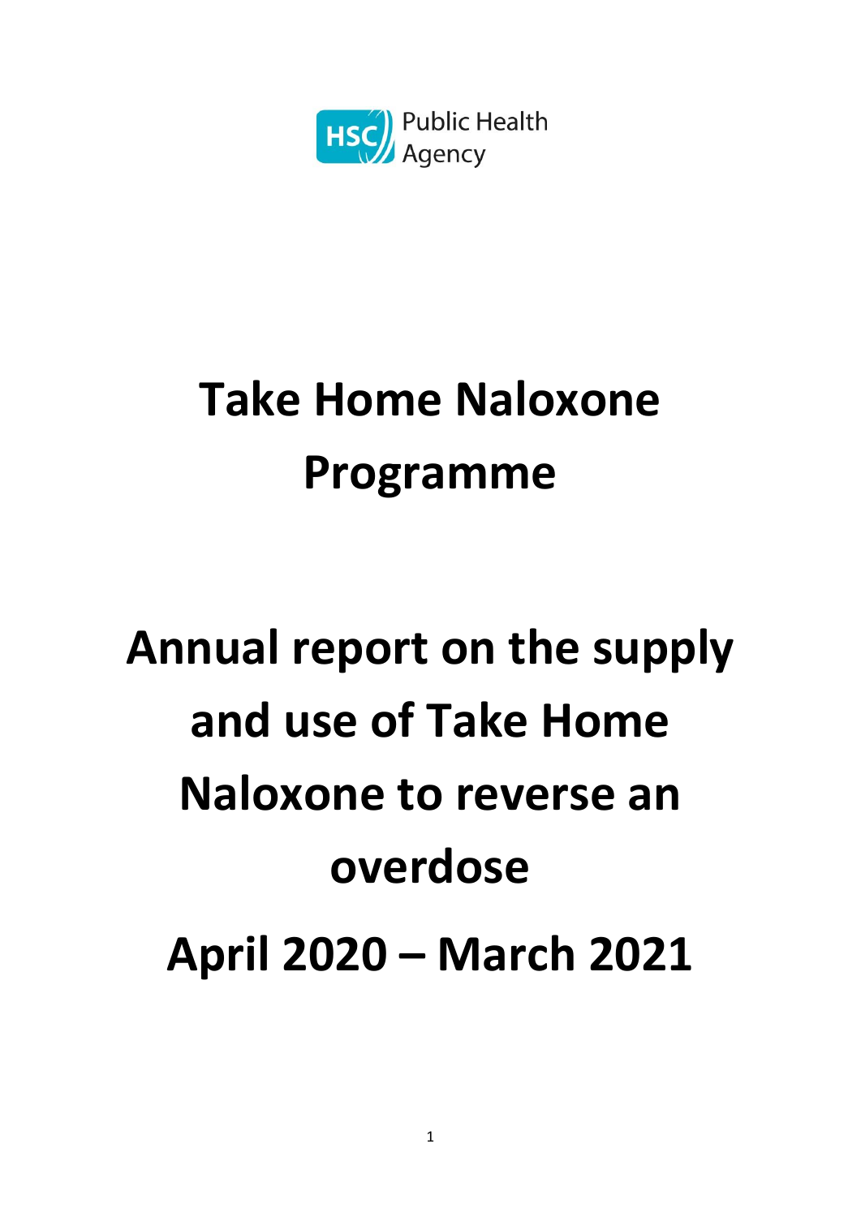HSC Public Health Agency

# Take Home Naloxone Programme

# Annual report on the supply and use of Take Home Naloxone to reverse an overdose

# April 2020 – March 2021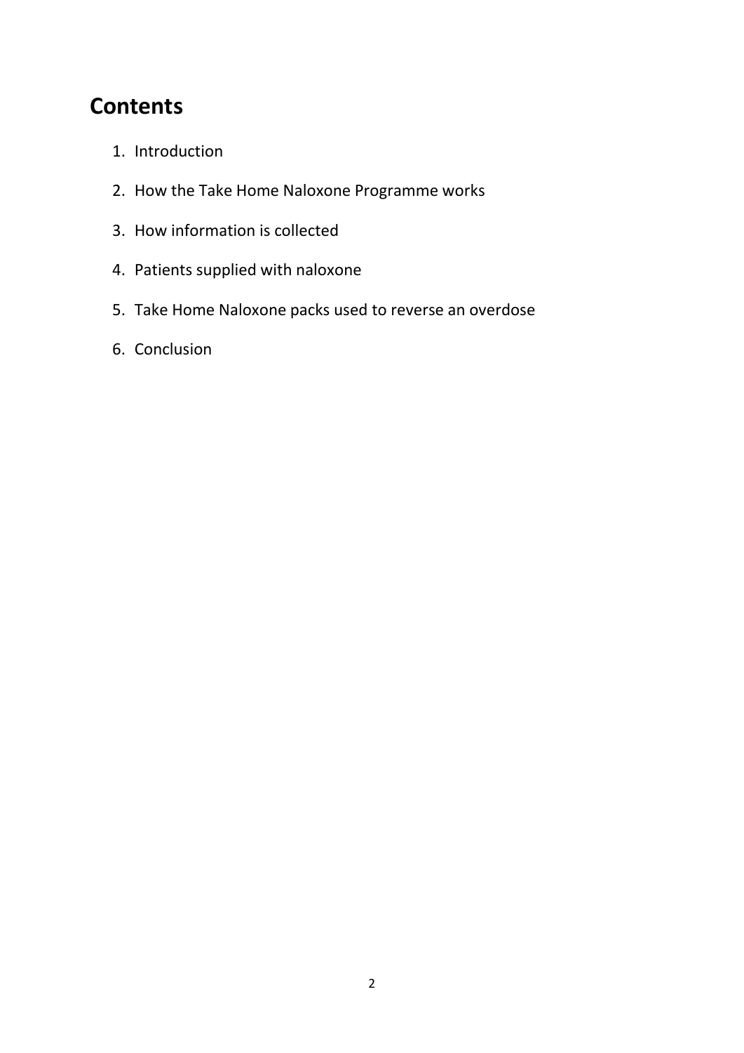# Contents

1. Introduction
2. How the Take Home Naloxone Programme works
3. How information is collected
4. Patients supplied with naloxone
5. Take Home Naloxone packs used to reverse an overdose
6. Conclusion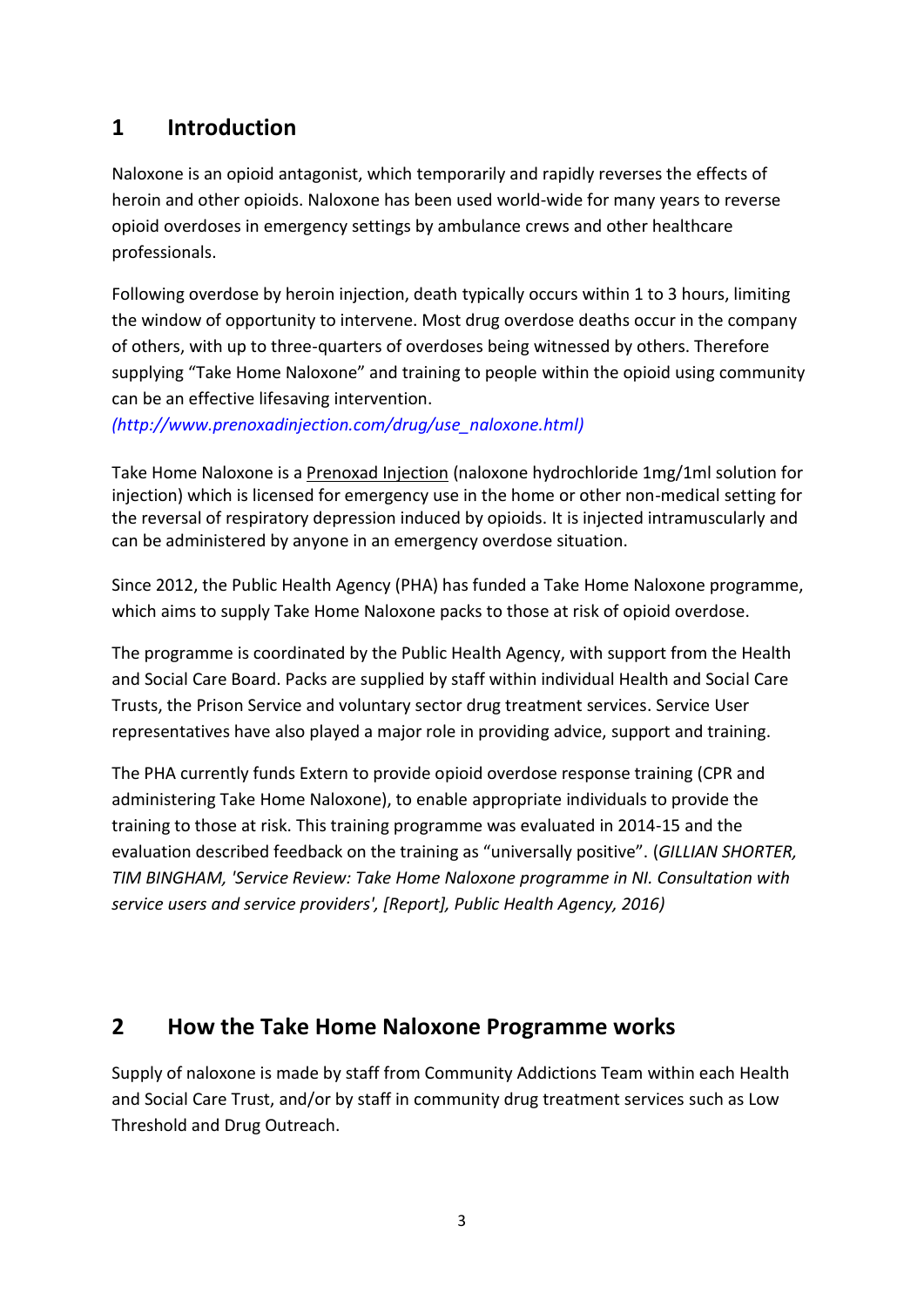## 1 Introduction

Naloxone is an opioid antagonist, which temporarily and rapidly reverses the effects of heroin and other opioids. Naloxone has been used world-wide for many years to reverse opioid overdoses in emergency settings by ambulance crews and other healthcare professionals.

Following overdose by heroin injection, death typically occurs within 1 to 3 hours, limiting the window of opportunity to intervene. Most drug overdose deaths occur in the company of others, with up to three-quarters of overdoses being witnessed by others. Therefore supplying "Take Home Naloxone" and training to people within the opioid using community can be an effective lifesaving intervention.
*(http://www.prenoxadinjection.com/drug/use_naloxone.html)*

Take Home Naloxone is a Prenoxad Injection (naloxone hydrochloride 1mg/1ml solution for injection) which is licensed for emergency use in the home or other non-medical setting for the reversal of respiratory depression induced by opioids. It is injected intramuscularly and can be administered by anyone in an emergency overdose situation.

Since 2012, the Public Health Agency (PHA) has funded a Take Home Naloxone programme, which aims to supply Take Home Naloxone packs to those at risk of opioid overdose.

The programme is coordinated by the Public Health Agency, with support from the Health and Social Care Board. Packs are supplied by staff within individual Health and Social Care Trusts, the Prison Service and voluntary sector drug treatment services. Service User representatives have also played a major role in providing advice, support and training.

The PHA currently funds Extern to provide opioid overdose response training (CPR and administering Take Home Naloxone), to enable appropriate individuals to provide the training to those at risk. This training programme was evaluated in 2014-15 and the evaluation described feedback on the training as "universally positive". (*GILLIAN SHORTER, TIM BINGHAM, 'Service Review: Take Home Naloxone programme in NI. Consultation with service users and service providers', [Report], Public Health Agency, 2016)*

## 2 How the Take Home Naloxone Programme works

Supply of naloxone is made by staff from Community Addictions Team within each Health and Social Care Trust, and/or by staff in community drug treatment services such as Low Threshold and Drug Outreach.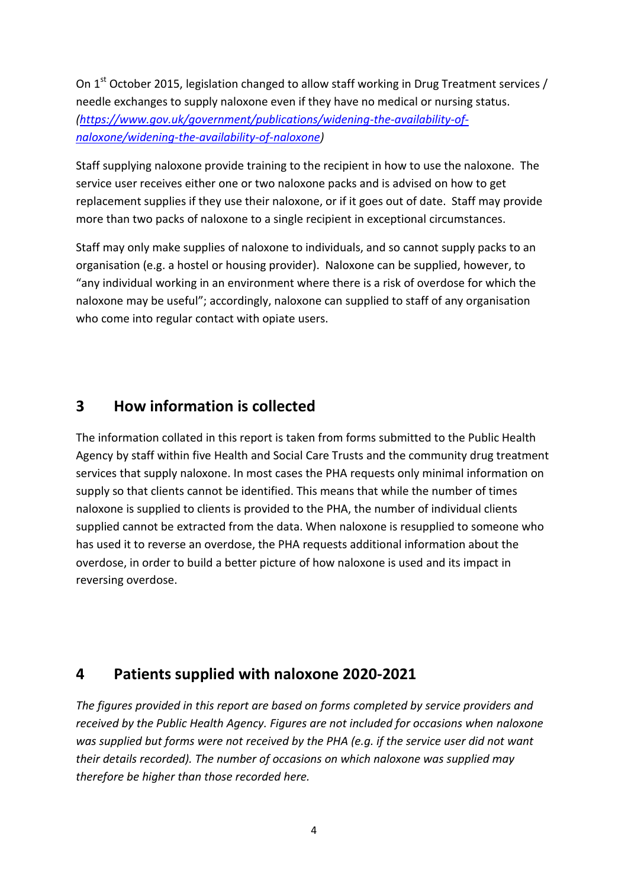On 1st October 2015, legislation changed to allow staff working in Drug Treatment services / needle exchanges to supply naloxone even if they have no medical or nursing status. *([https://www.gov.uk/government/publications/widening-the-availability-of-naloxone/widening-the-availability-of-naloxone](https://www.gov.uk/government/publications/widening-the-availability-of-naloxone/widening-the-availability-of-naloxone))*

Staff supplying naloxone provide training to the recipient in how to use the naloxone. The service user receives either one or two naloxone packs and is advised on how to get replacement supplies if they use their naloxone, or if it goes out of date. Staff may provide more than two packs of naloxone to a single recipient in exceptional circumstances.

Staff may only make supplies of naloxone to individuals, and so cannot supply packs to an organisation (e.g. a hostel or housing provider). Naloxone can be supplied, however, to "any individual working in an environment where there is a risk of overdose for which the naloxone may be useful"; accordingly, naloxone can supplied to staff of any organisation who come into regular contact with opiate users.

## 3 How information is collected

The information collated in this report is taken from forms submitted to the Public Health Agency by staff within five Health and Social Care Trusts and the community drug treatment services that supply naloxone. In most cases the PHA requests only minimal information on supply so that clients cannot be identified. This means that while the number of times naloxone is supplied to clients is provided to the PHA, the number of individual clients supplied cannot be extracted from the data. When naloxone is resupplied to someone who has used it to reverse an overdose, the PHA requests additional information about the overdose, in order to build a better picture of how naloxone is used and its impact in reversing overdose.

## 4 Patients supplied with naloxone 2020-2021

*The figures provided in this report are based on forms completed by service providers and received by the Public Health Agency. Figures are not included for occasions when naloxone was supplied but forms were not received by the PHA (e.g. if the service user did not want their details recorded). The number of occasions on which naloxone was supplied may therefore be higher than those recorded here.*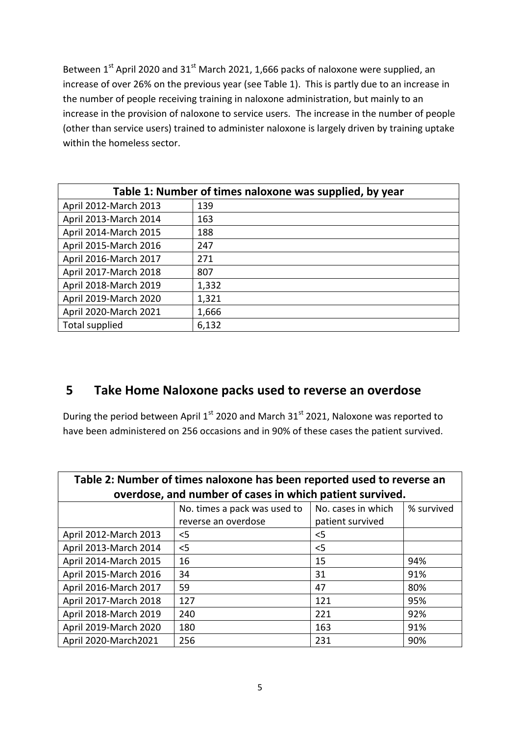Between 1st April 2020 and 31st March 2021, 1,666 packs of naloxone were supplied, an increase of over 26% on the previous year (see Table 1). This is partly due to an increase in the number of people receiving training in naloxone administration, but mainly to an increase in the provision of naloxone to service users. The increase in the number of people (other than service users) trained to administer naloxone is largely driven by training uptake within the homeless sector.

| Table 1: Number of times naloxone was supplied, by year | |
|---|---|
| April 2012-March 2013 | 139 |
| April 2013-March 2014 | 163 |
| April 2014-March 2015 | 188 |
| April 2015-March 2016 | 247 |
| April 2016-March 2017 | 271 |
| April 2017-March 2018 | 807 |
| April 2018-March 2019 | 1,332 |
| April 2019-March 2020 | 1,321 |
| April 2020-March 2021 | 1,666 |
| Total supplied | 6,132 |

## 5 Take Home Naloxone packs used to reverse an overdose

During the period between April 1st 2020 and March 31st 2021, Naloxone was reported to have been administered on 256 occasions and in 90% of these cases the patient survived.

| Table 2: Number of times naloxone has been reported used to reverse an overdose, and number of cases in which patient survived. | | | |
|---|---|---|---|
| | No. times a pack was used to reverse an overdose | No. cases in which patient survived | % survived |
| April 2012-March 2013 | <5 | <5 | |
| April 2013-March 2014 | <5 | <5 | |
| April 2014-March 2015 | 16 | 15 | 94% |
| April 2015-March 2016 | 34 | 31 | 91% |
| April 2016-March 2017 | 59 | 47 | 80% |
| April 2017-March 2018 | 127 | 121 | 95% |
| April 2018-March 2019 | 240 | 221 | 92% |
| April 2019-March 2020 | 180 | 163 | 91% |
| April 2020-March2021 | 256 | 231 | 90% |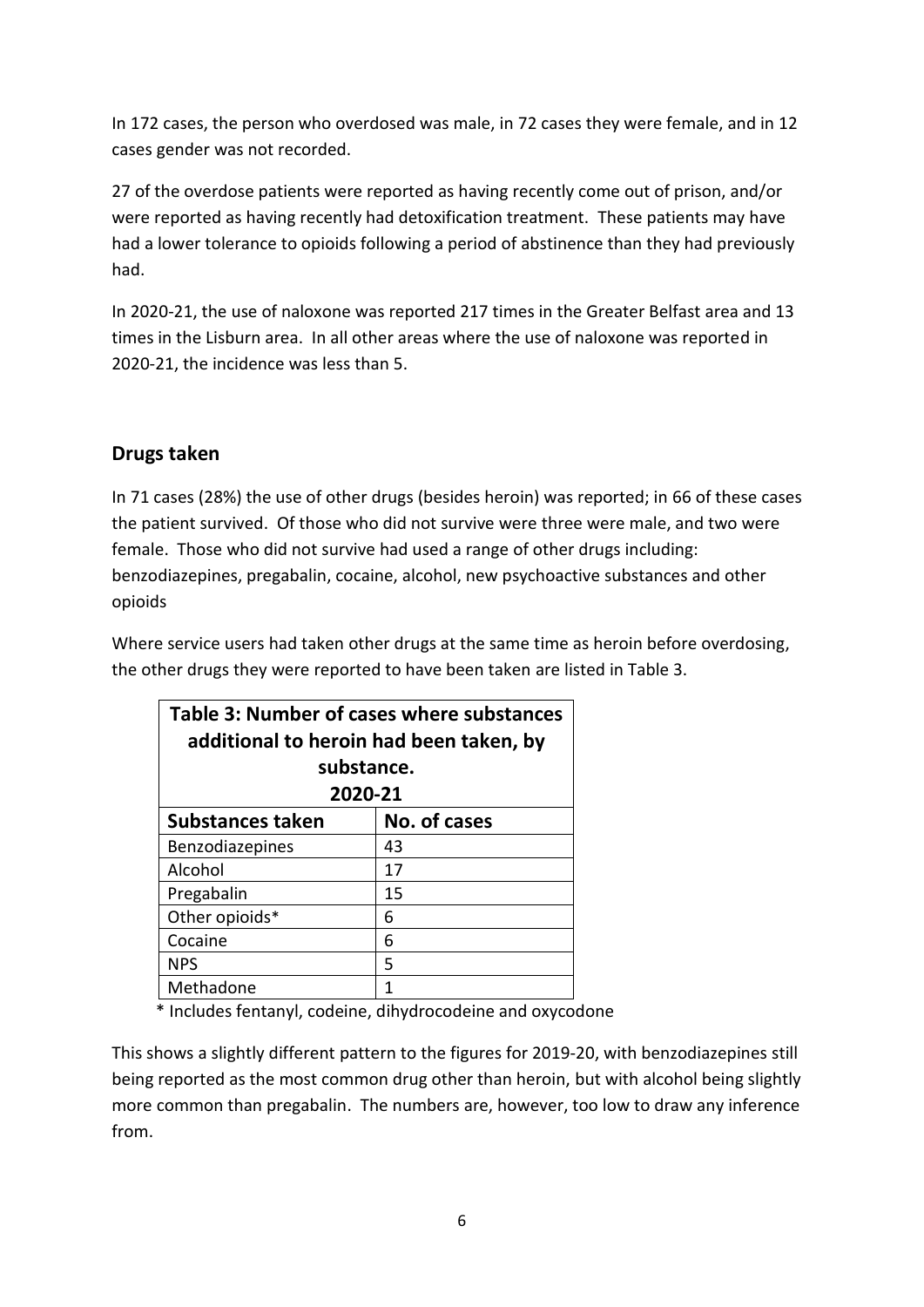In 172 cases, the person who overdosed was male, in 72 cases they were female, and in 12 cases gender was not recorded.

27 of the overdose patients were reported as having recently come out of prison, and/or were reported as having recently had detoxification treatment. These patients may have had a lower tolerance to opioids following a period of abstinence than they had previously had.

In 2020-21, the use of naloxone was reported 217 times in the Greater Belfast area and 13 times in the Lisburn area. In all other areas where the use of naloxone was reported in 2020-21, the incidence was less than 5.

## Drugs taken

In 71 cases (28%) the use of other drugs (besides heroin) was reported; in 66 of these cases the patient survived. Of those who did not survive were three were male, and two were female. Those who did not survive had used a range of other drugs including: benzodiazepines, pregabalin, cocaine, alcohol, new psychoactive substances and other opioids

Where service users had taken other drugs at the same time as heroin before overdosing, the other drugs they were reported to have been taken are listed in Table 3.

**Table 3: Number of cases where substances additional to heroin had been taken, by substance. 2020-21**

| Substances taken | No. of cases |
|---|---|
| Benzodiazepines | 43 |
| Alcohol | 17 |
| Pregabalin | 15 |
| Other opioids* | 6 |
| Cocaine | 6 |
| NPS | 5 |
| Methadone | 1 |

\* Includes fentanyl, codeine, dihydrocodeine and oxycodone

This shows a slightly different pattern to the figures for 2019-20, with benzodiazepines still being reported as the most common drug other than heroin, but with alcohol being slightly more common than pregabalin. The numbers are, however, too low to draw any inference from.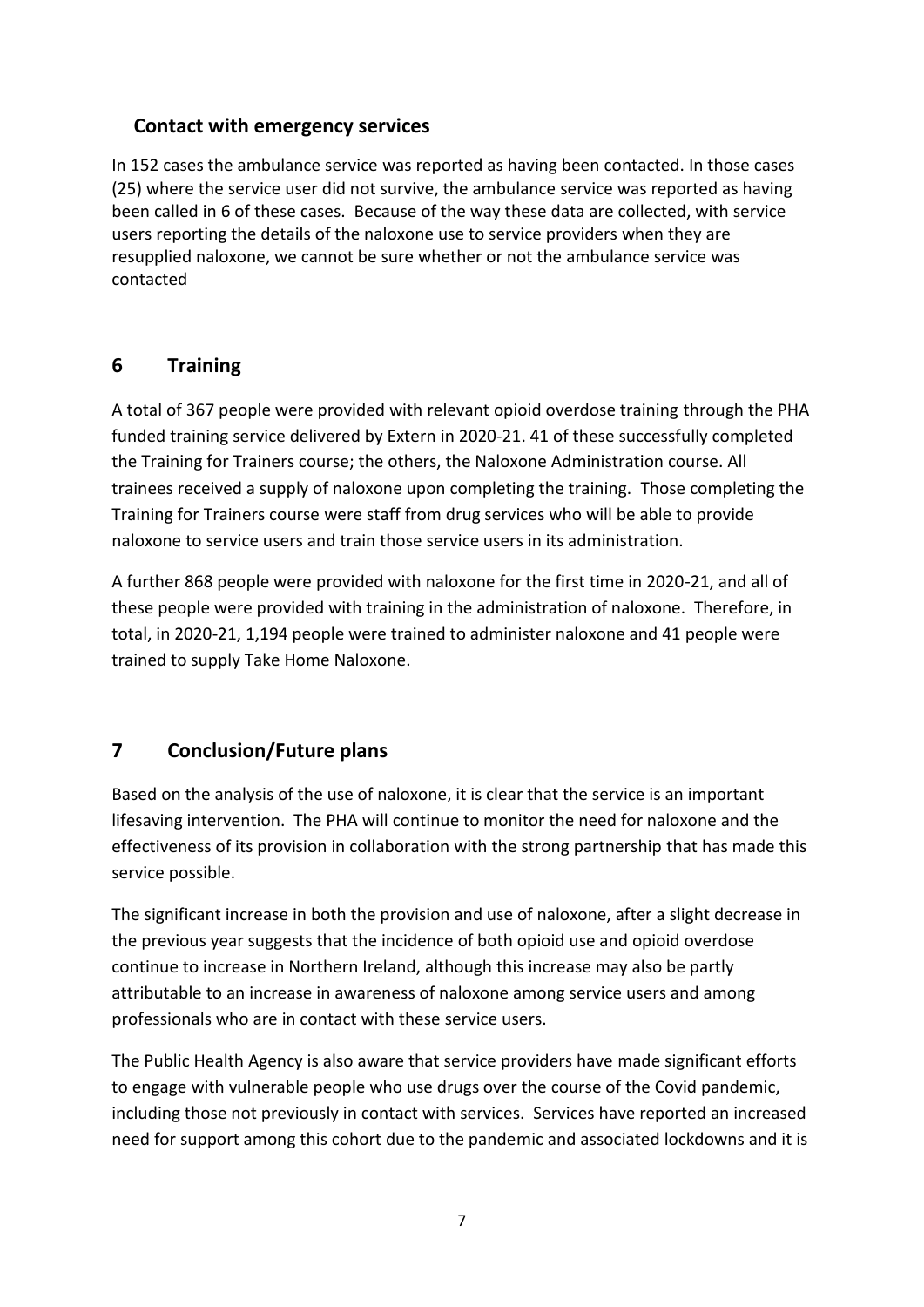### Contact with emergency services

In 152 cases the ambulance service was reported as having been contacted. In those cases (25) where the service user did not survive, the ambulance service was reported as having been called in 6 of these cases. Because of the way these data are collected, with service users reporting the details of the naloxone use to service providers when they are resupplied naloxone, we cannot be sure whether or not the ambulance service was contacted

## 6 Training

A total of 367 people were provided with relevant opioid overdose training through the PHA funded training service delivered by Extern in 2020-21. 41 of these successfully completed the Training for Trainers course; the others, the Naloxone Administration course. All trainees received a supply of naloxone upon completing the training. Those completing the Training for Trainers course were staff from drug services who will be able to provide naloxone to service users and train those service users in its administration.

A further 868 people were provided with naloxone for the first time in 2020-21, and all of these people were provided with training in the administration of naloxone. Therefore, in total, in 2020-21, 1,194 people were trained to administer naloxone and 41 people were trained to supply Take Home Naloxone.

## 7 Conclusion/Future plans

Based on the analysis of the use of naloxone, it is clear that the service is an important lifesaving intervention. The PHA will continue to monitor the need for naloxone and the effectiveness of its provision in collaboration with the strong partnership that has made this service possible.

The significant increase in both the provision and use of naloxone, after a slight decrease in the previous year suggests that the incidence of both opioid use and opioid overdose continue to increase in Northern Ireland, although this increase may also be partly attributable to an increase in awareness of naloxone among service users and among professionals who are in contact with these service users.

The Public Health Agency is also aware that service providers have made significant efforts to engage with vulnerable people who use drugs over the course of the Covid pandemic, including those not previously in contact with services. Services have reported an increased need for support among this cohort due to the pandemic and associated lockdowns and it is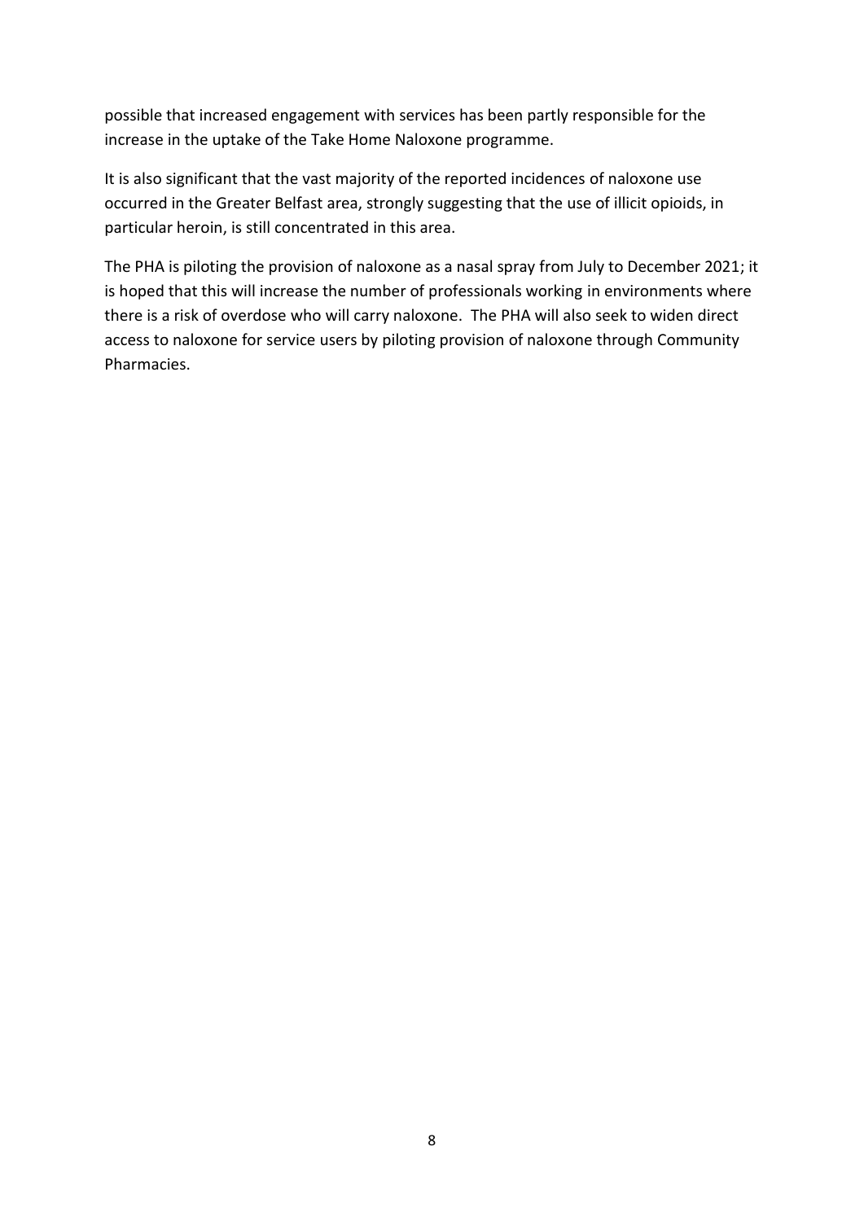possible that increased engagement with services has been partly responsible for the increase in the uptake of the Take Home Naloxone programme.

It is also significant that the vast majority of the reported incidences of naloxone use occurred in the Greater Belfast area, strongly suggesting that the use of illicit opioids, in particular heroin, is still concentrated in this area.

The PHA is piloting the provision of naloxone as a nasal spray from July to December 2021; it is hoped that this will increase the number of professionals working in environments where there is a risk of overdose who will carry naloxone. The PHA will also seek to widen direct access to naloxone for service users by piloting provision of naloxone through Community Pharmacies.